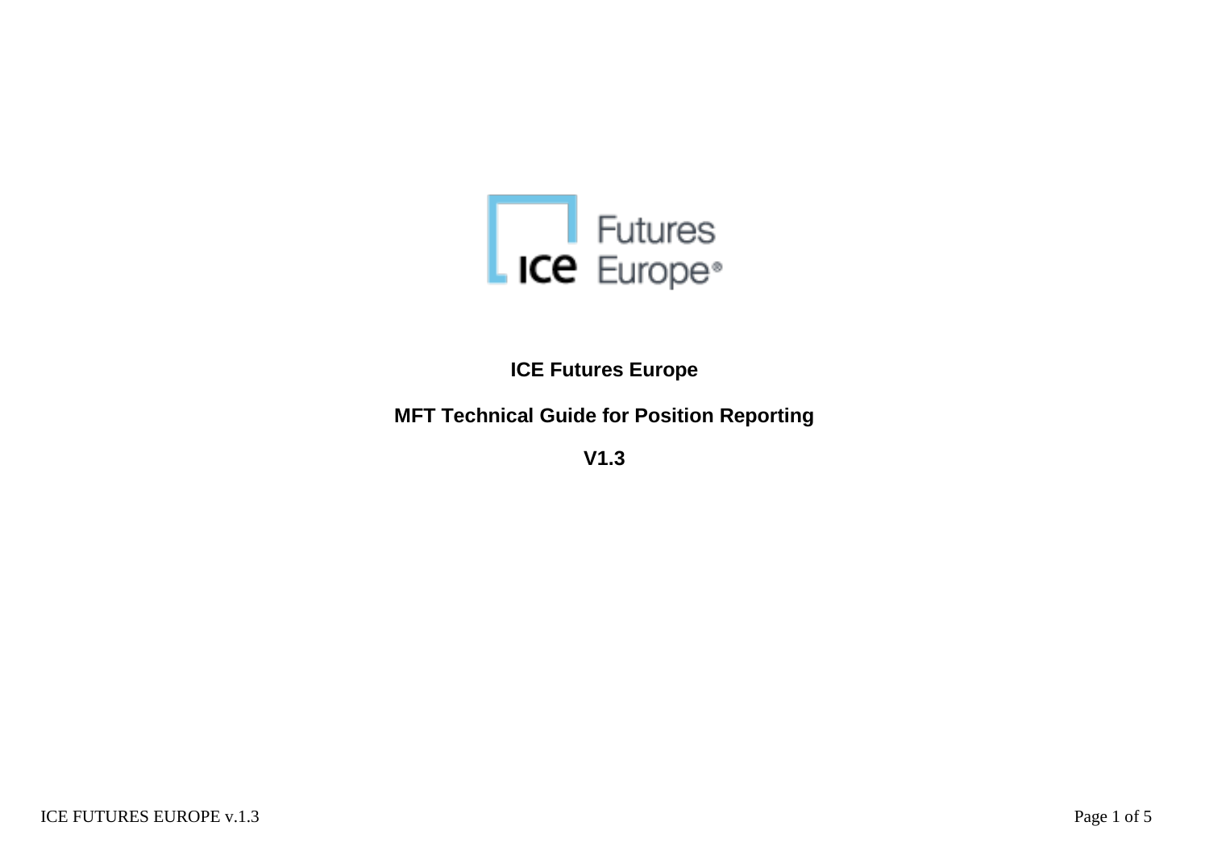**ICE Futures Europe**

**MFT Technical Guide for Position Reporting**

**V1.3**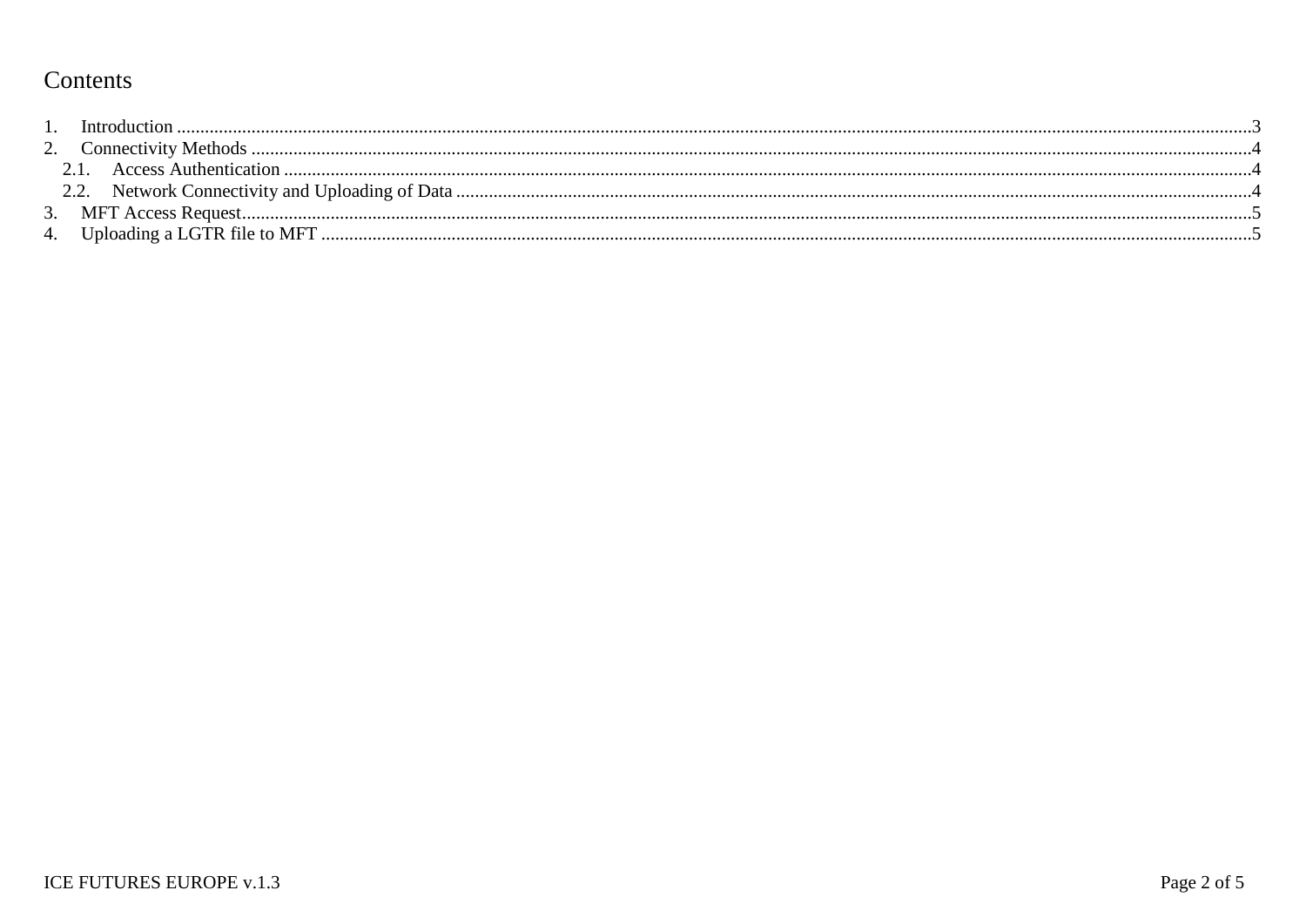# Contents

1. Introduction .....3
2. Connectivity Methods .....4
   - 2.1. Access Authentication .....4
   - 2.2. Network Connectivity and Uploading of Data .....4
3. MFT Access Request.....5
4. Uploading a LGTR file to MFT .....5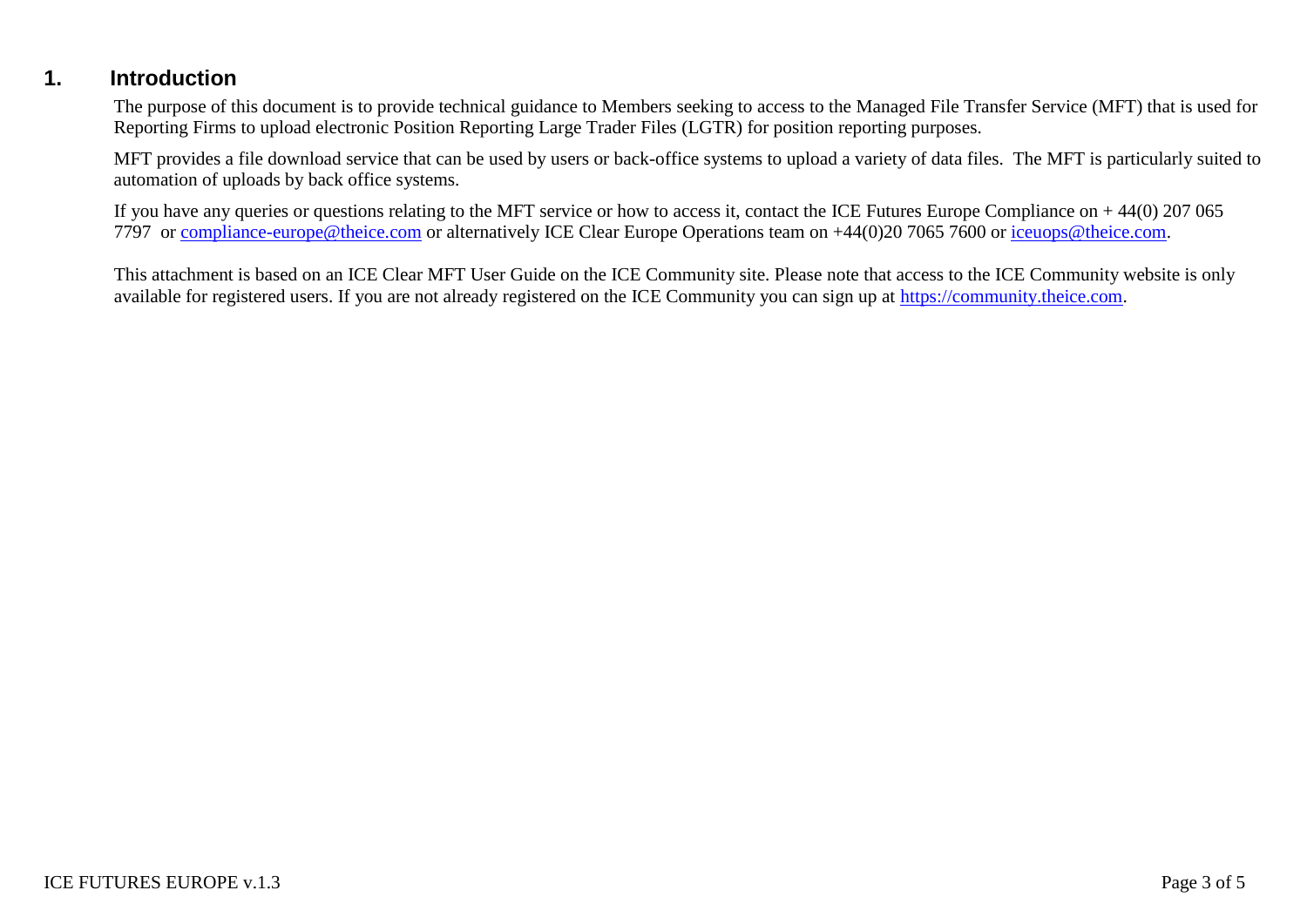# 1. Introduction

The purpose of this document is to provide technical guidance to Members seeking to access to the Managed File Transfer Service (MFT) that is used for Reporting Firms to upload electronic Position Reporting Large Trader Files (LGTR) for position reporting purposes.

MFT provides a file download service that can be used by users or back-office systems to upload a variety of data files. The MFT is particularly suited to automation of uploads by back office systems.

If you have any queries or questions relating to the MFT service or how to access it, contact the ICE Futures Europe Compliance on + 44(0) 207 065 7797 or compliance-europe@theice.com or alternatively ICE Clear Europe Operations team on +44(0)20 7065 7600 or iceuops@theice.com.

This attachment is based on an ICE Clear MFT User Guide on the ICE Community site. Please note that access to the ICE Community website is only available for registered users. If you are not already registered on the ICE Community you can sign up at https://community.theice.com.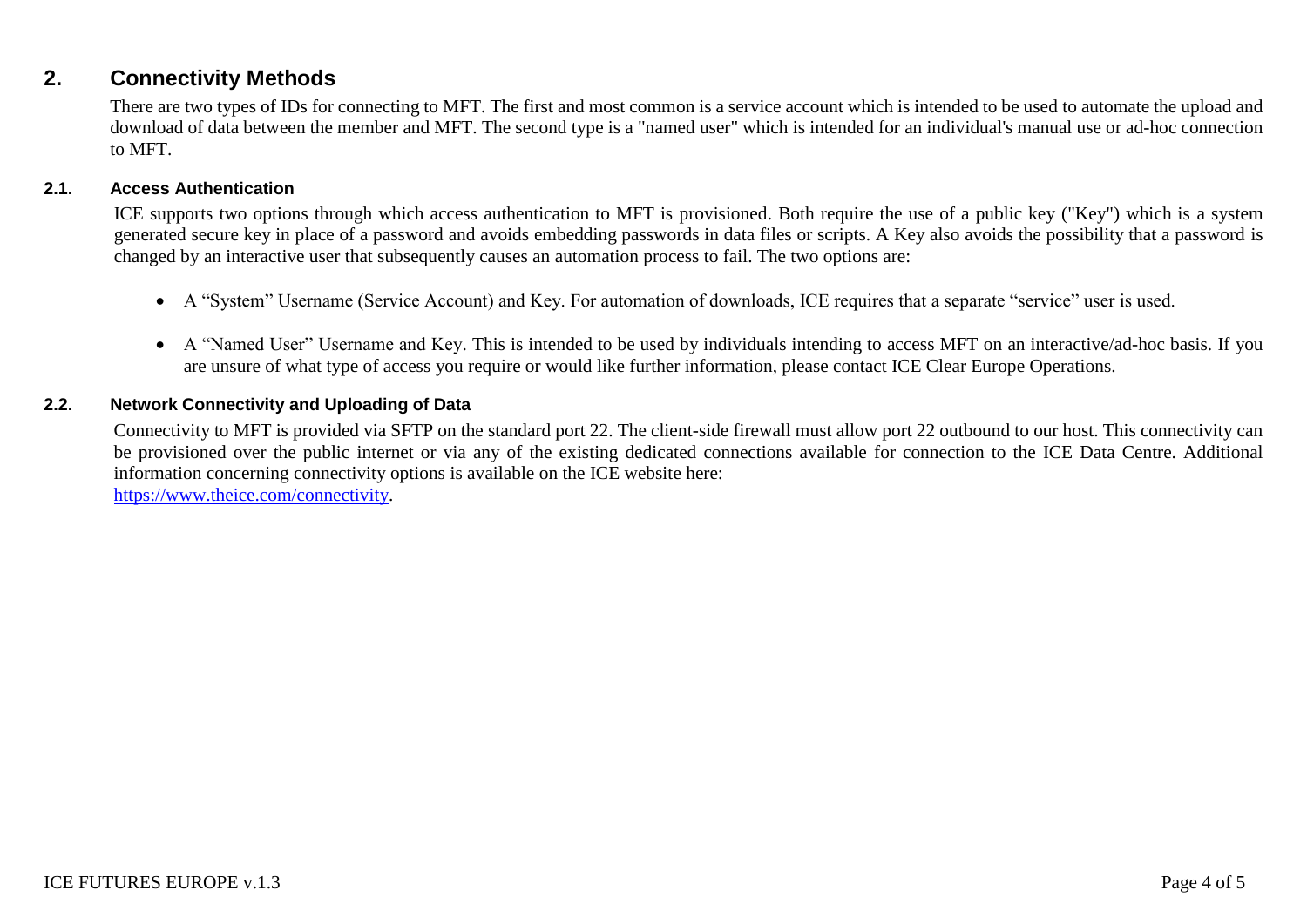## 2. Connectivity Methods

There are two types of IDs for connecting to MFT. The first and most common is a service account which is intended to be used to automate the upload and download of data between the member and MFT. The second type is a "named user" which is intended for an individual's manual use or ad-hoc connection to MFT.

### 2.1. Access Authentication

ICE supports two options through which access authentication to MFT is provisioned. Both require the use of a public key ("Key") which is a system generated secure key in place of a password and avoids embedding passwords in data files or scripts. A Key also avoids the possibility that a password is changed by an interactive user that subsequently causes an automation process to fail. The two options are:

- A "System" Username (Service Account) and Key. For automation of downloads, ICE requires that a separate "service" user is used.
- A "Named User" Username and Key. This is intended to be used by individuals intending to access MFT on an interactive/ad-hoc basis. If you are unsure of what type of access you require or would like further information, please contact ICE Clear Europe Operations.

### 2.2. Network Connectivity and Uploading of Data

Connectivity to MFT is provided via SFTP on the standard port 22. The client-side firewall must allow port 22 outbound to our host. This connectivity can be provisioned over the public internet or via any of the existing dedicated connections available for connection to the ICE Data Centre. Additional information concerning connectivity options is available on the ICE website here:
[https://www.theice.com/connectivity](https://www.theice.com/connectivity).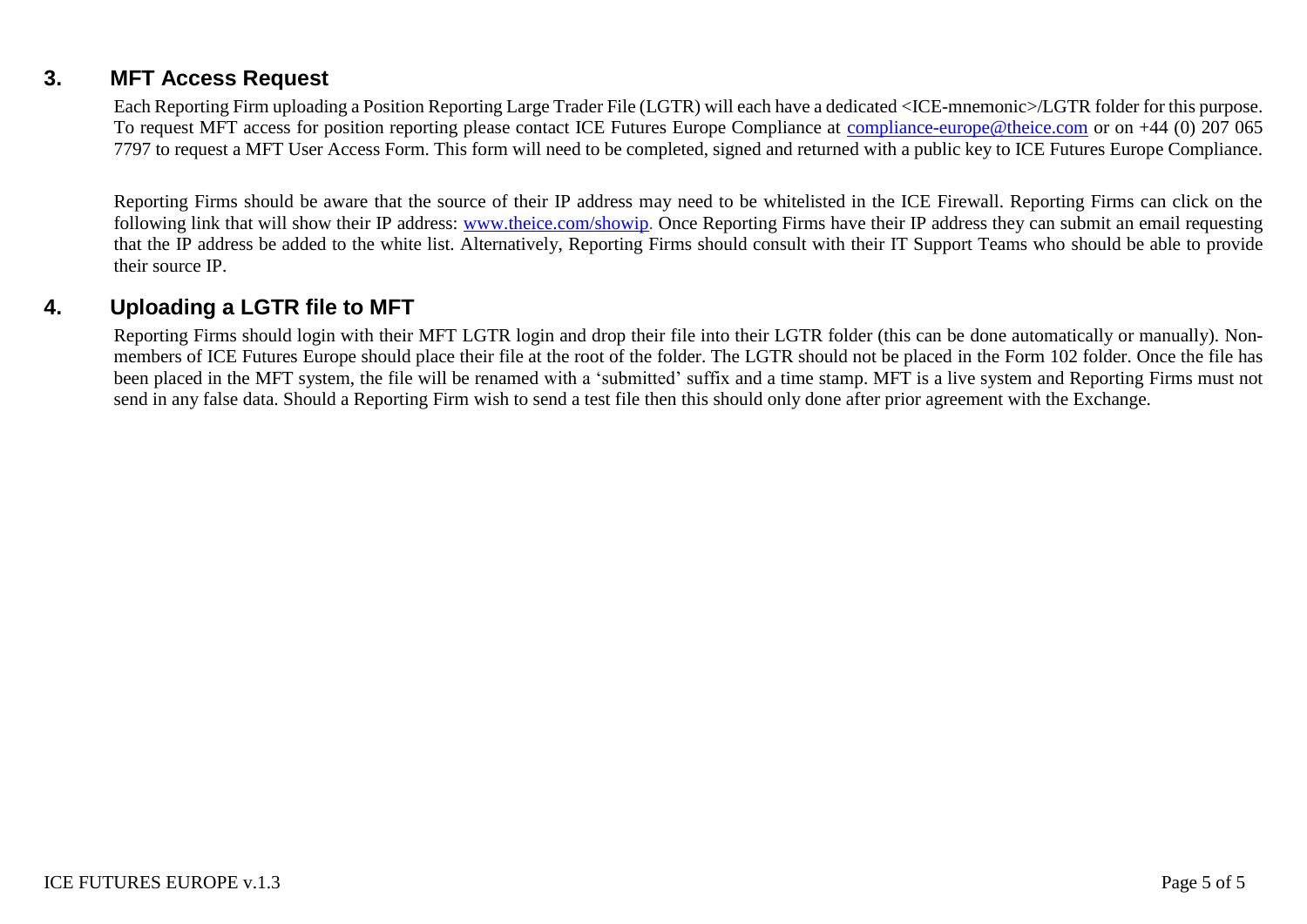## 3. MFT Access Request

Each Reporting Firm uploading a Position Reporting Large Trader File (LGTR) will each have a dedicated <ICE-mnemonic>/LGTR folder for this purpose. To request MFT access for position reporting please contact ICE Futures Europe Compliance at [compliance-europe@theice.com](mailto:compliance-europe@theice.com) or on +44 (0) 207 065 7797 to request a MFT User Access Form. This form will need to be completed, signed and returned with a public key to ICE Futures Europe Compliance.

Reporting Firms should be aware that the source of their IP address may need to be whitelisted in the ICE Firewall. Reporting Firms can click on the following link that will show their IP address: [www.theice.com/showip](http://www.theice.com/showip). Once Reporting Firms have their IP address they can submit an email requesting that the IP address be added to the white list. Alternatively, Reporting Firms should consult with their IT Support Teams who should be able to provide their source IP.

## 4. Uploading a LGTR file to MFT

Reporting Firms should login with their MFT LGTR login and drop their file into their LGTR folder (this can be done automatically or manually). Non-members of ICE Futures Europe should place their file at the root of the folder. The LGTR should not be placed in the Form 102 folder. Once the file has been placed in the MFT system, the file will be renamed with a 'submitted' suffix and a time stamp. MFT is a live system and Reporting Firms must not send in any false data. Should a Reporting Firm wish to send a test file then this should only done after prior agreement with the Exchange.